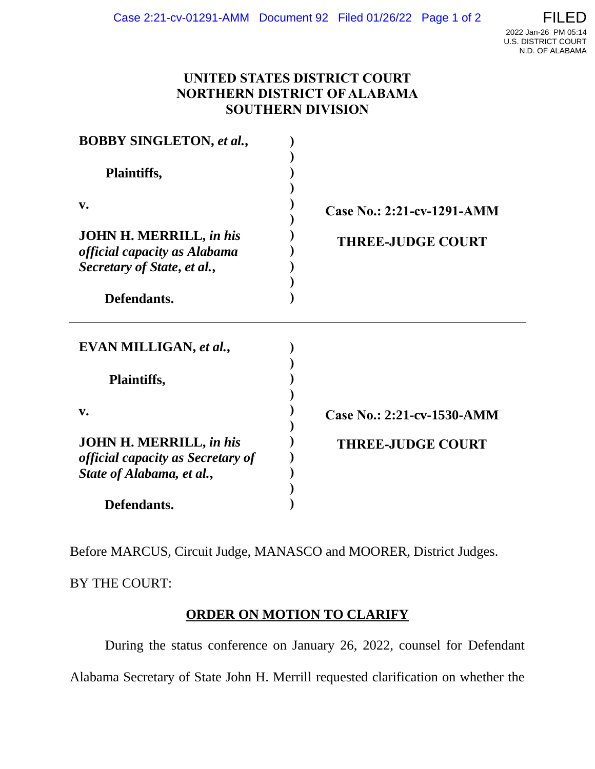# UNITED STATES DISTRICT COURT
# NORTHERN DISTRICT OF ALABAMA
# SOUTHERN DIVISION

**BOBBY SINGLETON, *et al.*,**

**Plaintiffs,**

**v.**

**JOHN H. MERRILL, *in his official capacity as Alabama Secretary of State, et al.*,**

**Defendants.**

**Case No.: 2:21-cv-1291-AMM**

**THREE-JUDGE COURT**

---

**EVAN MILLIGAN, *et al.*,**

**Plaintiffs,**

**v.**

**JOHN H. MERRILL, *in his official capacity as Secretary of State of Alabama, et al.*,**

**Defendants.**

**Case No.: 2:21-cv-1530-AMM**

**THREE-JUDGE COURT**

Before MARCUS, Circuit Judge, MANASCO and MOORER, District Judges.

BY THE COURT:

## ORDER ON MOTION TO CLARIFY

During the status conference on January 26, 2022, counsel for Defendant Alabama Secretary of State John H. Merrill requested clarification on whether the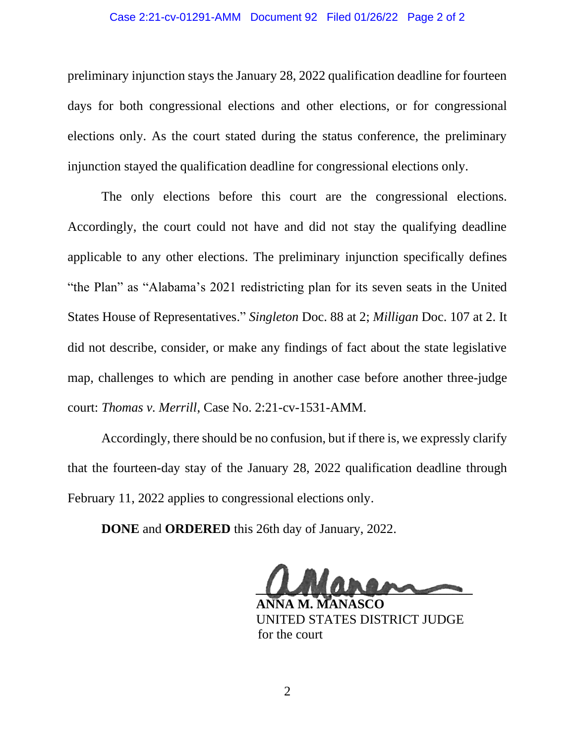preliminary injunction stays the January 28, 2022 qualification deadline for fourteen days for both congressional elections and other elections, or for congressional elections only. As the court stated during the status conference, the preliminary injunction stayed the qualification deadline for congressional elections only.

The only elections before this court are the congressional elections. Accordingly, the court could not have and did not stay the qualifying deadline applicable to any other elections. The preliminary injunction specifically defines "the Plan" as "Alabama's 2021 redistricting plan for its seven seats in the United States House of Representatives." *Singleton* Doc. 88 at 2; *Milligan* Doc. 107 at 2. It did not describe, consider, or make any findings of fact about the state legislative map, challenges to which are pending in another case before another three-judge court: *Thomas v. Merrill*, Case No. 2:21-cv-1531-AMM.

Accordingly, there should be no confusion, but if there is, we expressly clarify that the fourteen-day stay of the January 28, 2022 qualification deadline through February 11, 2022 applies to congressional elections only.

**DONE** and **ORDERED** this 26th day of January, 2022.

**ANNA M. MANASCO**
UNITED STATES DISTRICT JUDGE
for the court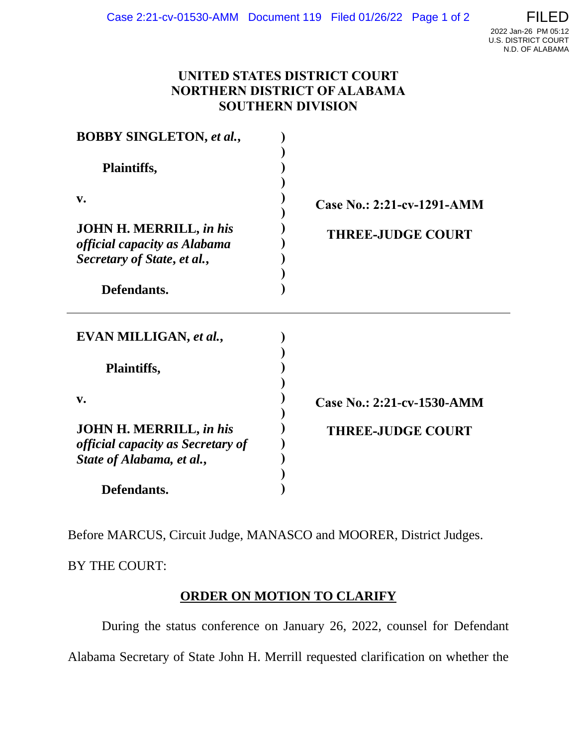# UNITED STATES DISTRICT COURT
# NORTHERN DISTRICT OF ALABAMA
# SOUTHERN DIVISION

| | | |
|---|---|---|
| **BOBBY SINGLETON, *et al.*,** **Plaintiffs,** **v.** **JOHN H. MERRILL, *in his official capacity as Alabama Secretary of State*, *et al.*,** **Defendants.** | ) | **Case No.: 2:21-cv-1291-AMM** **THREE-JUDGE COURT** |

---

| | | |
|---|---|---|
| **EVAN MILLIGAN, *et al.*,** **Plaintiffs,** **v.** **JOHN H. MERRILL, *in his official capacity as Secretary of State of Alabama, et al.*,** **Defendants.** | ) | **Case No.: 2:21-cv-1530-AMM** **THREE-JUDGE COURT** |

Before MARCUS, Circuit Judge, MANASCO and MOORER, District Judges.

BY THE COURT:

## ORDER ON MOTION TO CLARIFY

During the status conference on January 26, 2022, counsel for Defendant Alabama Secretary of State John H. Merrill requested clarification on whether the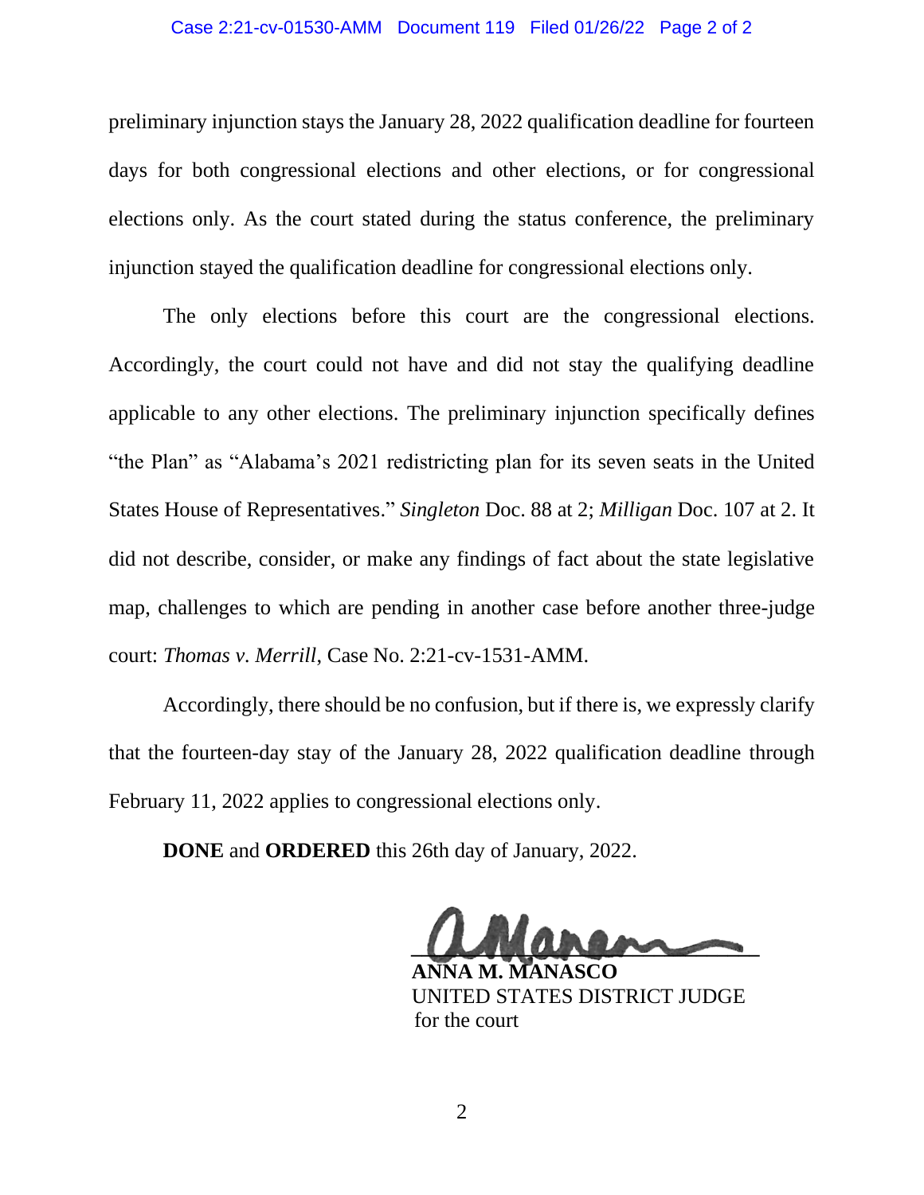preliminary injunction stays the January 28, 2022 qualification deadline for fourteen days for both congressional elections and other elections, or for congressional elections only. As the court stated during the status conference, the preliminary injunction stayed the qualification deadline for congressional elections only.

The only elections before this court are the congressional elections. Accordingly, the court could not have and did not stay the qualifying deadline applicable to any other elections. The preliminary injunction specifically defines "the Plan" as "Alabama's 2021 redistricting plan for its seven seats in the United States House of Representatives." *Singleton* Doc. 88 at 2; *Milligan* Doc. 107 at 2. It did not describe, consider, or make any findings of fact about the state legislative map, challenges to which are pending in another case before another three-judge court: *Thomas v. Merrill*, Case No. 2:21-cv-1531-AMM.

Accordingly, there should be no confusion, but if there is, we expressly clarify that the fourteen-day stay of the January 28, 2022 qualification deadline through February 11, 2022 applies to congressional elections only.

**DONE** and **ORDERED** this 26th day of January, 2022.

**ANNA M. MANASCO**
UNITED STATES DISTRICT JUDGE
for the court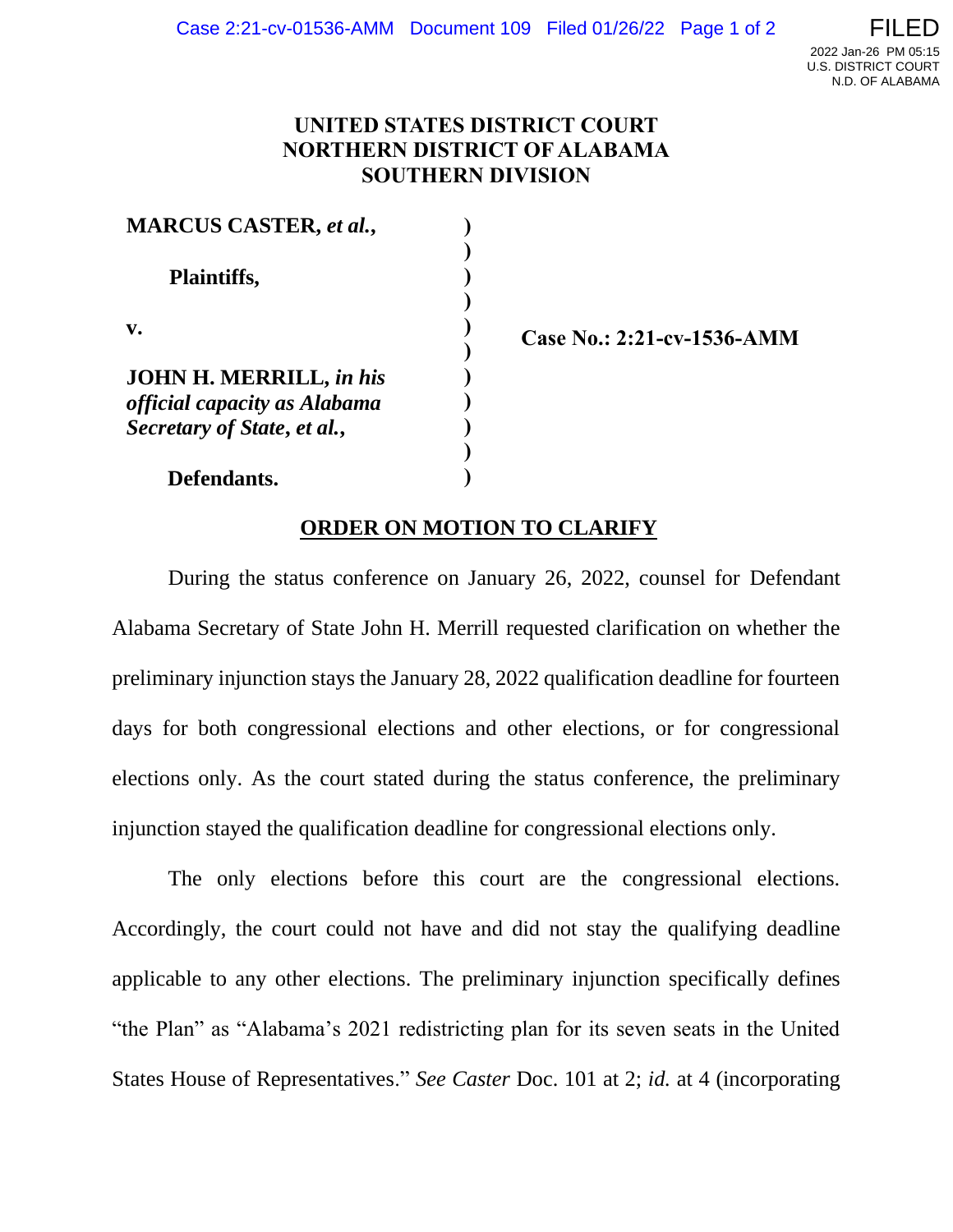# UNITED STATES DISTRICT COURT
# NORTHERN DISTRICT OF ALABAMA
# SOUTHERN DIVISION

| | | |
|---|---|---|
| **MARCUS CASTER, *et al.*,** | ) | |
| | ) | |
| **Plaintiffs,** | ) | |
| | ) | |
| **v.** | ) | **Case No.: 2:21-cv-1536-AMM** |
| | ) | |
| **JOHN H. MERRILL, *in his official capacity as Alabama Secretary of State, et al.*,** | ) | |
| | ) | |
| **Defendants.** | ) | |

## ORDER ON MOTION TO CLARIFY

During the status conference on January 26, 2022, counsel for Defendant Alabama Secretary of State John H. Merrill requested clarification on whether the preliminary injunction stays the January 28, 2022 qualification deadline for fourteen days for both congressional elections and other elections, or for congressional elections only. As the court stated during the status conference, the preliminary injunction stayed the qualification deadline for congressional elections only.

The only elections before this court are the congressional elections. Accordingly, the court could not have and did not stay the qualifying deadline applicable to any other elections. The preliminary injunction specifically defines "the Plan" as "Alabama's 2021 redistricting plan for its seven seats in the United States House of Representatives." *See Caster* Doc. 101 at 2; *id.* at 4 (incorporating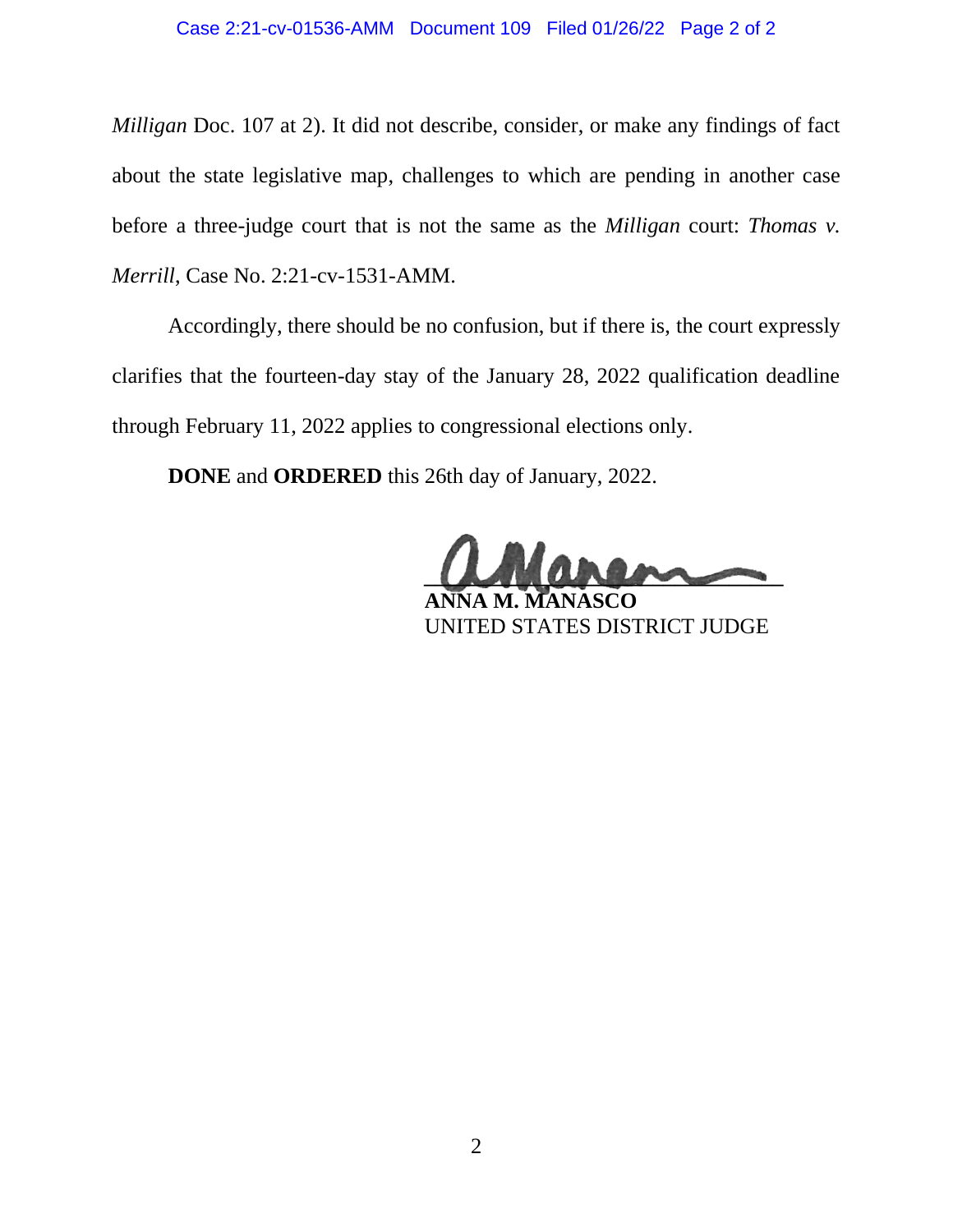*Milligan* Doc. 107 at 2). It did not describe, consider, or make any findings of fact about the state legislative map, challenges to which are pending in another case before a three-judge court that is not the same as the *Milligan* court: *Thomas v. Merrill*, Case No. 2:21-cv-1531-AMM.

Accordingly, there should be no confusion, but if there is, the court expressly clarifies that the fourteen-day stay of the January 28, 2022 qualification deadline through February 11, 2022 applies to congressional elections only.

**DONE** and **ORDERED** this 26th day of January, 2022.

**ANNA M. MANASCO**
UNITED STATES DISTRICT JUDGE